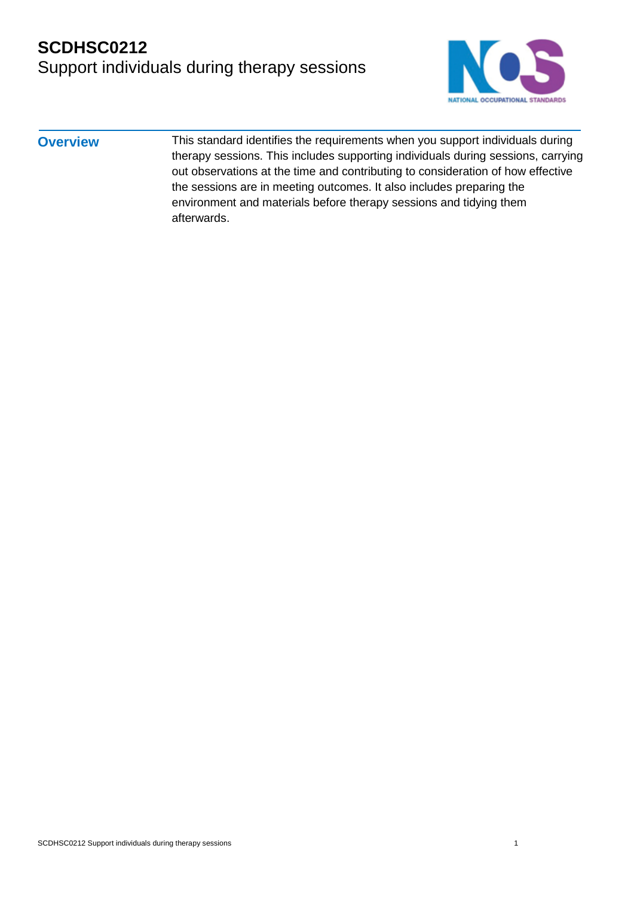# SCDHSC0212
## Support individuals during therapy sessions

**Overview**

This standard identifies the requirements when you support individuals during therapy sessions. This includes supporting individuals during sessions, carrying out observations at the time and contributing to consideration of how effective the sessions are in meeting outcomes. It also includes preparing the environment and materials before therapy sessions and tidying them afterwards.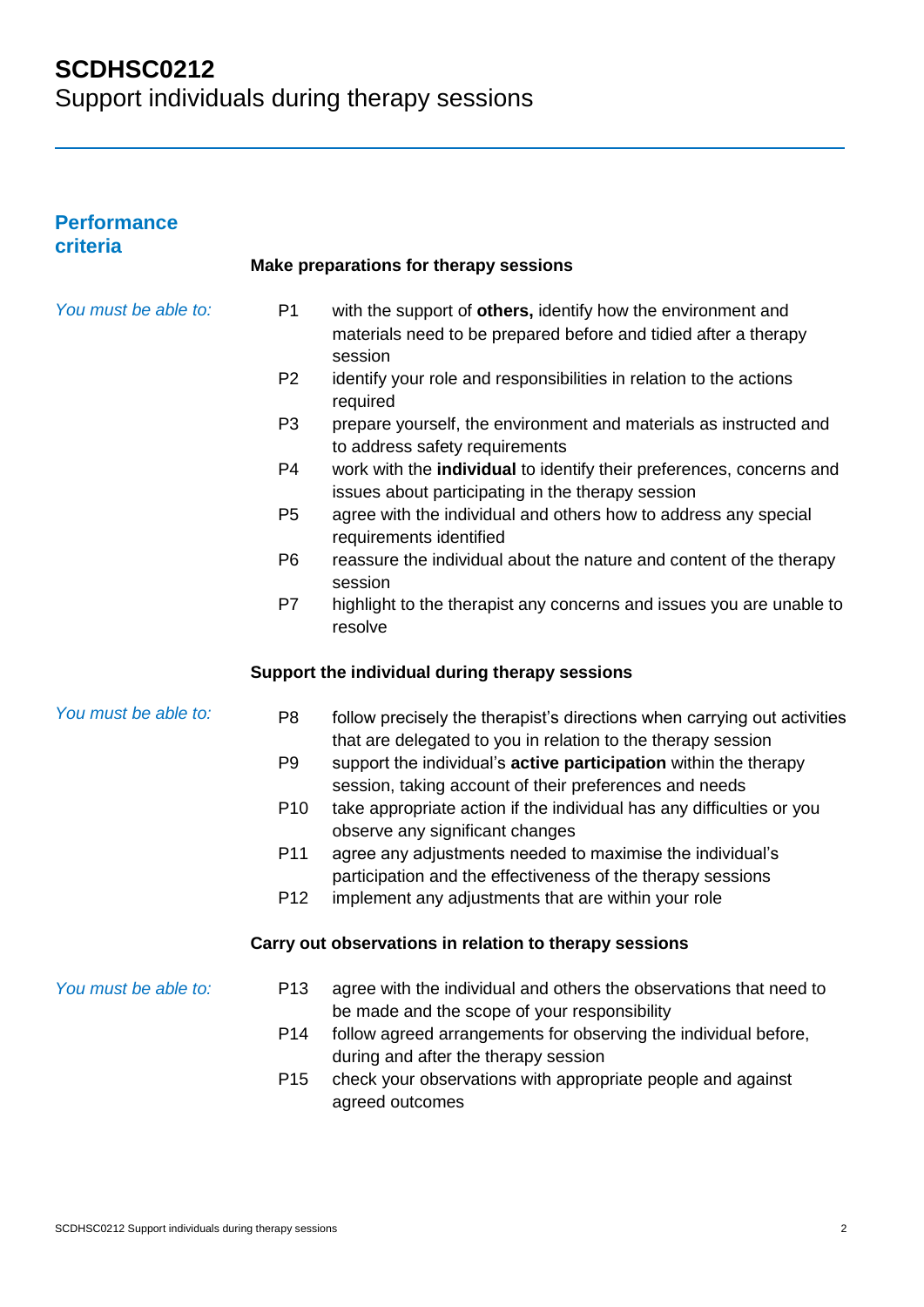# SCDHSC0212
Support individuals during therapy sessions

## Performance criteria

### Make preparations for therapy sessions

*You must be able to:*

| | |
|---|---|
| P1 | with the support of **others,** identify how the environment and materials need to be prepared before and tidied after a therapy session |
| P2 | identify your role and responsibilities in relation to the actions required |
| P3 | prepare yourself, the environment and materials as instructed and to address safety requirements |
| P4 | work with the **individual** to identify their preferences, concerns and issues about participating in the therapy session |
| P5 | agree with the individual and others how to address any special requirements identified |
| P6 | reassure the individual about the nature and content of the therapy session |
| P7 | highlight to the therapist any concerns and issues you are unable to resolve |

### Support the individual during therapy sessions

*You must be able to:*

| | |
|---|---|
| P8 | follow precisely the therapist's directions when carrying out activities that are delegated to you in relation to the therapy session |
| P9 | support the individual's **active participation** within the therapy session, taking account of their preferences and needs |
| P10 | take appropriate action if the individual has any difficulties or you observe any significant changes |
| P11 | agree any adjustments needed to maximise the individual's participation and the effectiveness of the therapy sessions |
| P12 | implement any adjustments that are within your role |

### Carry out observations in relation to therapy sessions

*You must be able to:*

| | |
|---|---|
| P13 | agree with the individual and others the observations that need to be made and the scope of your responsibility |
| P14 | follow agreed arrangements for observing the individual before, during and after the therapy session |
| P15 | check your observations with appropriate people and against agreed outcomes |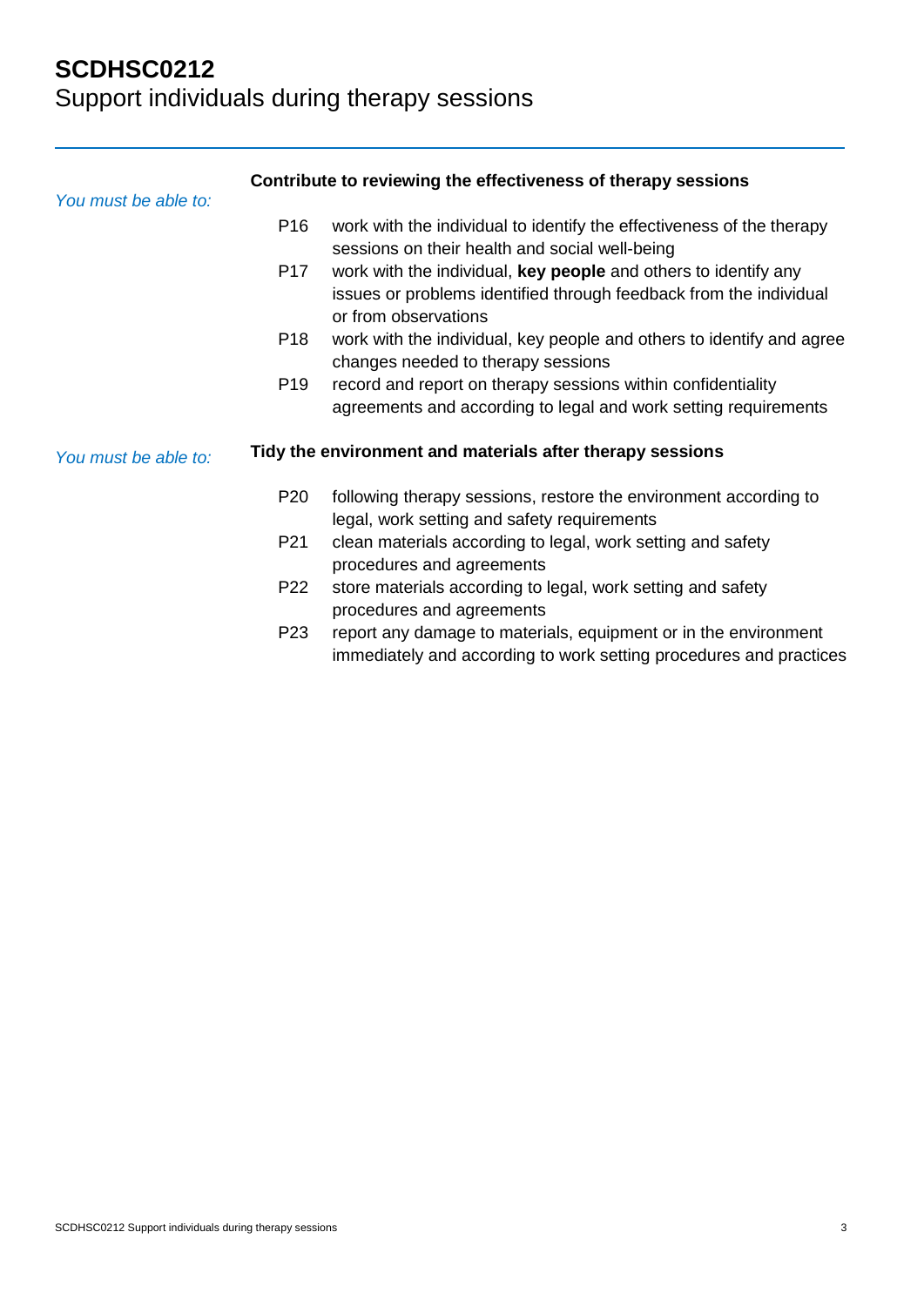# SCDHSC0212
Support individuals during therapy sessions

*You must be able to:*

**Contribute to reviewing the effectiveness of therapy sessions**

P16 work with the individual to identify the effectiveness of the therapy sessions on their health and social well-being

P17 work with the individual, **key people** and others to identify any issues or problems identified through feedback from the individual or from observations

P18 work with the individual, key people and others to identify and agree changes needed to therapy sessions

P19 record and report on therapy sessions within confidentiality agreements and according to legal and work setting requirements

*You must be able to:*

**Tidy the environment and materials after therapy sessions**

P20 following therapy sessions, restore the environment according to legal, work setting and safety requirements

P21 clean materials according to legal, work setting and safety procedures and agreements

P22 store materials according to legal, work setting and safety procedures and agreements

P23 report any damage to materials, equipment or in the environment immediately and according to work setting procedures and practices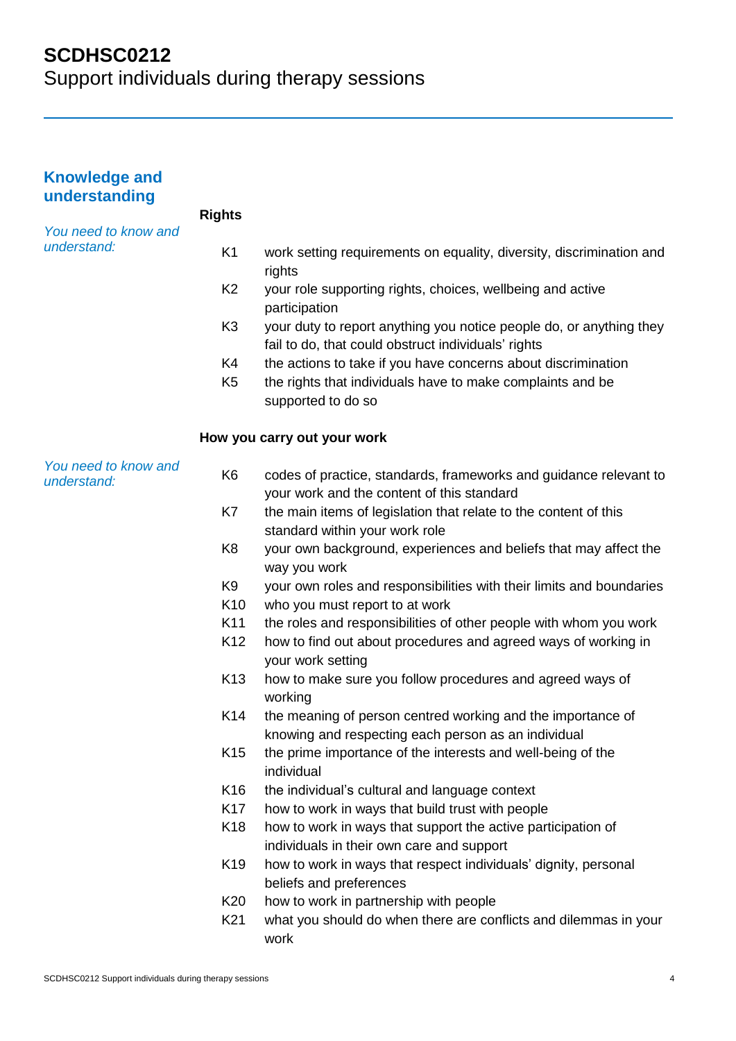# SCDHSC0212
Support individuals during therapy sessions

## Knowledge and understanding

### Rights

*You need to know and understand:*

- K1 work setting requirements on equality, diversity, discrimination and rights
- K2 your role supporting rights, choices, wellbeing and active participation
- K3 your duty to report anything you notice people do, or anything they fail to do, that could obstruct individuals' rights
- K4 the actions to take if you have concerns about discrimination
- K5 the rights that individuals have to make complaints and be supported to do so

### How you carry out your work

*You need to know and understand:*

- K6 codes of practice, standards, frameworks and guidance relevant to your work and the content of this standard
- K7 the main items of legislation that relate to the content of this standard within your work role
- K8 your own background, experiences and beliefs that may affect the way you work
- K9 your own roles and responsibilities with their limits and boundaries
- K10 who you must report to at work
- K11 the roles and responsibilities of other people with whom you work
- K12 how to find out about procedures and agreed ways of working in your work setting
- K13 how to make sure you follow procedures and agreed ways of working
- K14 the meaning of person centred working and the importance of knowing and respecting each person as an individual
- K15 the prime importance of the interests and well-being of the individual
- K16 the individual's cultural and language context
- K17 how to work in ways that build trust with people
- K18 how to work in ways that support the active participation of individuals in their own care and support
- K19 how to work in ways that respect individuals' dignity, personal beliefs and preferences
- K20 how to work in partnership with people
- K21 what you should do when there are conflicts and dilemmas in your work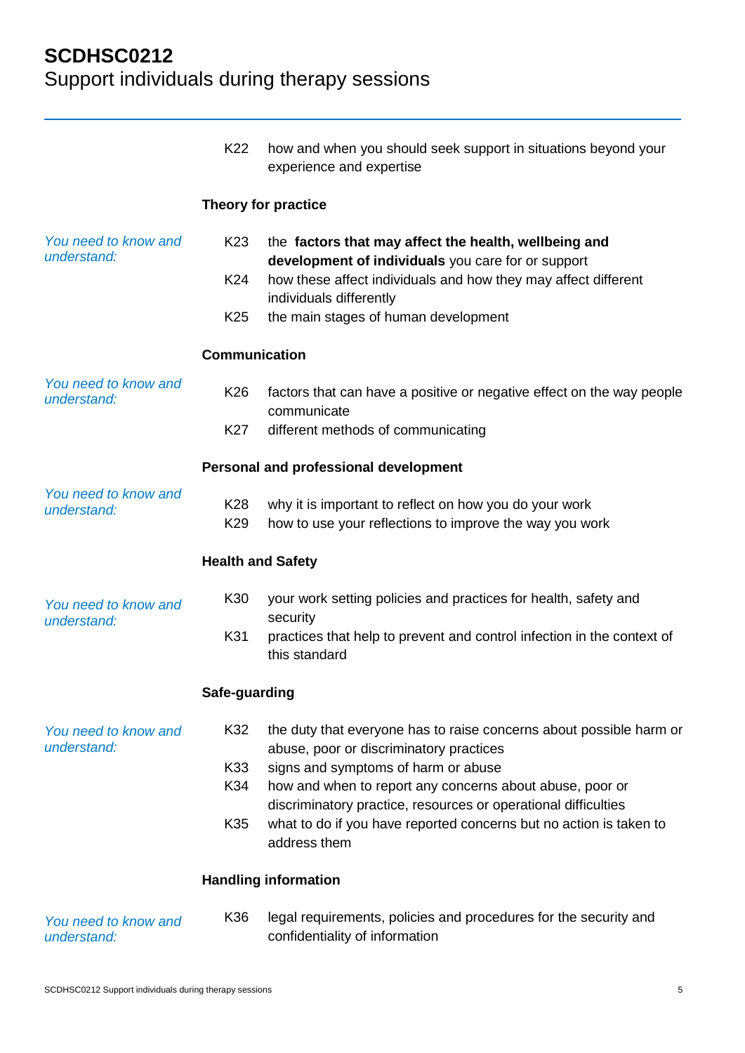K22 how and when you should seek support in situations beyond your experience and expertise

**Theory for practice**

*You need to know and understand:*

K23 the **factors that may affect the health, wellbeing and development of individuals** you care for or support

K24 how these affect individuals and how they may affect different individuals differently

K25 the main stages of human development

**Communication**

*You need to know and understand:*

K26 factors that can have a positive or negative effect on the way people communicate

K27 different methods of communicating

**Personal and professional development**

*You need to know and understand:*

K28 why it is important to reflect on how you do your work

K29 how to use your reflections to improve the way you work

**Health and Safety**

*You need to know and understand:*

K30 your work setting policies and practices for health, safety and security

K31 practices that help to prevent and control infection in the context of this standard

**Safe-guarding**

*You need to know and understand:*

K32 the duty that everyone has to raise concerns about possible harm or abuse, poor or discriminatory practices

K33 signs and symptoms of harm or abuse

K34 how and when to report any concerns about abuse, poor or discriminatory practice, resources or operational difficulties

K35 what to do if you have reported concerns but no action is taken to address them

**Handling information**

*You need to know and understand:*

K36 legal requirements, policies and procedures for the security and confidentiality of information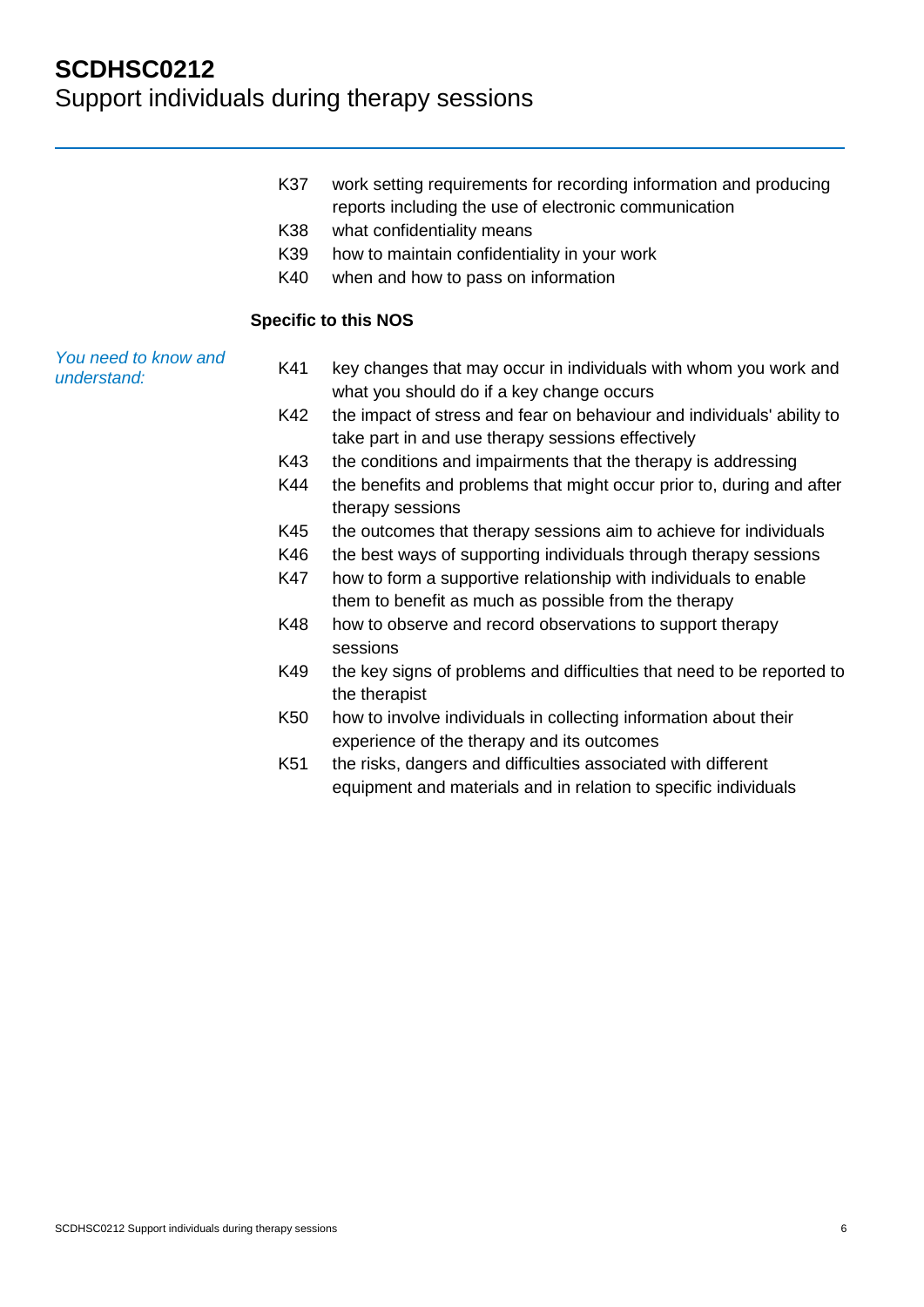K37 work setting requirements for recording information and producing reports including the use of electronic communication
K38 what confidentiality means
K39 how to maintain confidentiality in your work
K40 when and how to pass on information

**Specific to this NOS**

*You need to know and understand:*

K41 key changes that may occur in individuals with whom you work and what you should do if a key change occurs
K42 the impact of stress and fear on behaviour and individuals' ability to take part in and use therapy sessions effectively
K43 the conditions and impairments that the therapy is addressing
K44 the benefits and problems that might occur prior to, during and after therapy sessions
K45 the outcomes that therapy sessions aim to achieve for individuals
K46 the best ways of supporting individuals through therapy sessions
K47 how to form a supportive relationship with individuals to enable them to benefit as much as possible from the therapy
K48 how to observe and record observations to support therapy sessions
K49 the key signs of problems and difficulties that need to be reported to the therapist
K50 how to involve individuals in collecting information about their experience of the therapy and its outcomes
K51 the risks, dangers and difficulties associated with different equipment and materials and in relation to specific individuals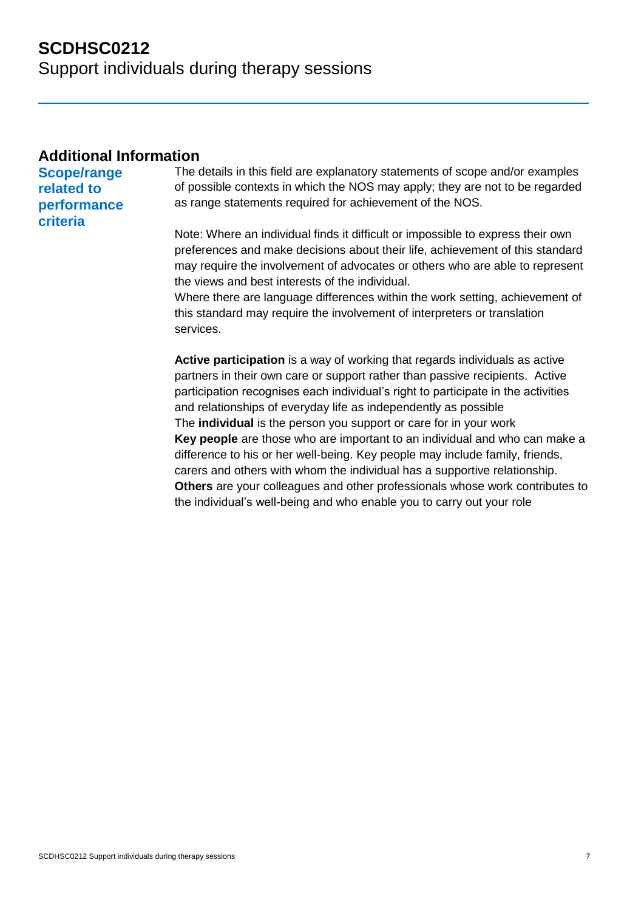## Additional Information

**Scope/range related to performance criteria**

The details in this field are explanatory statements of scope and/or examples of possible contexts in which the NOS may apply; they are not to be regarded as range statements required for achievement of the NOS.

Note: Where an individual finds it difficult or impossible to express their own preferences and make decisions about their life, achievement of this standard may require the involvement of advocates or others who are able to represent the views and best interests of the individual.
Where there are language differences within the work setting, achievement of this standard may require the involvement of interpreters or translation services.

**Active participation** is a way of working that regards individuals as active partners in their own care or support rather than passive recipients. Active participation recognises each individual's right to participate in the activities and relationships of everyday life as independently as possible
The **individual** is the person you support or care for in your work
**Key people** are those who are important to an individual and who can make a difference to his or her well-being. Key people may include family, friends, carers and others with whom the individual has a supportive relationship.
**Others** are your colleagues and other professionals whose work contributes to the individual's well-being and who enable you to carry out your role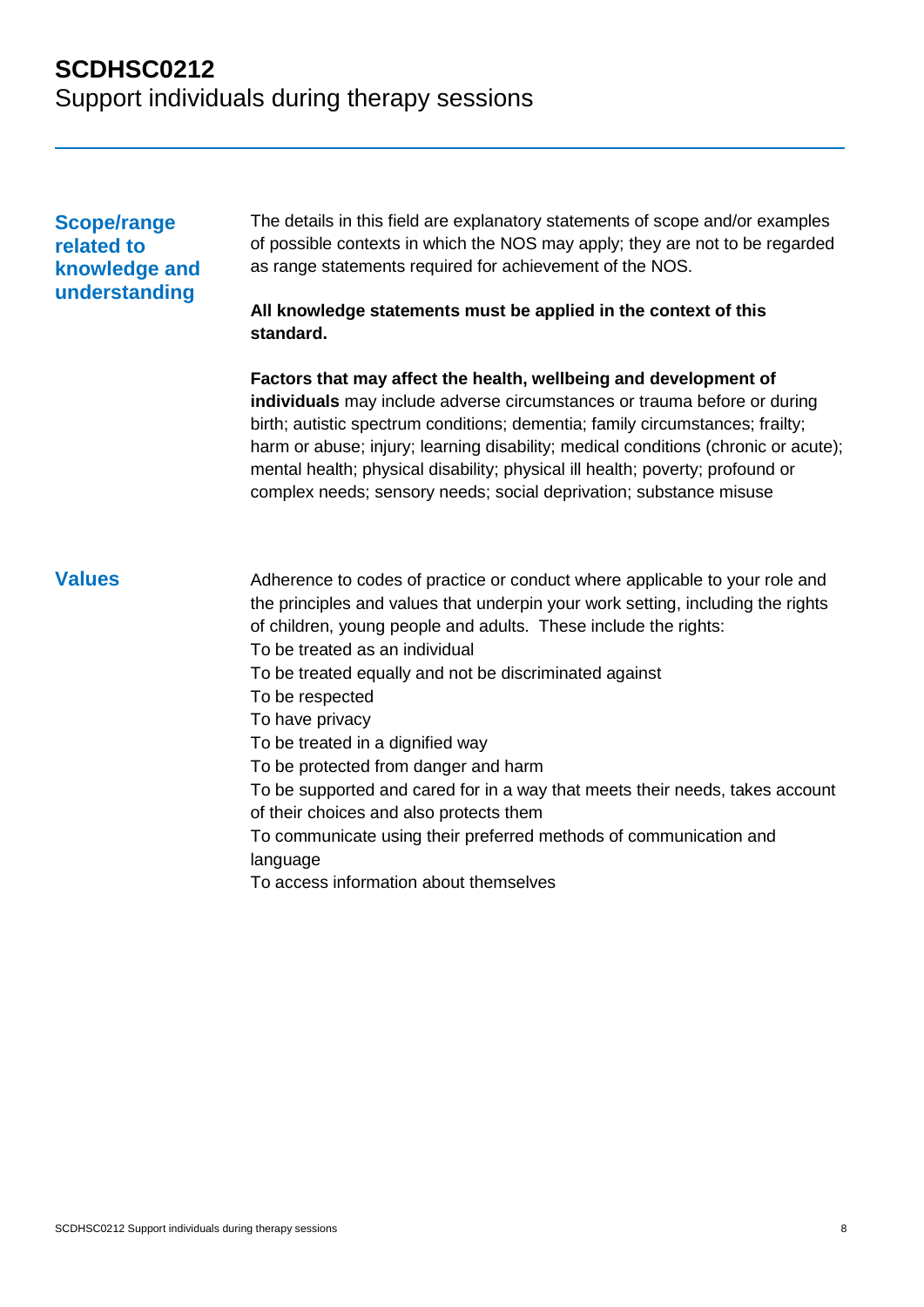## Scope/range related to knowledge and understanding

The details in this field are explanatory statements of scope and/or examples of possible contexts in which the NOS may apply; they are not to be regarded as range statements required for achievement of the NOS.

**All knowledge statements must be applied in the context of this standard.**

**Factors that may affect the health, wellbeing and development of individuals** may include adverse circumstances or trauma before or during birth; autistic spectrum conditions; dementia; family circumstances; frailty; harm or abuse; injury; learning disability; medical conditions (chronic or acute); mental health; physical disability; physical ill health; poverty; profound or complex needs; sensory needs; social deprivation; substance misuse

## Values

Adherence to codes of practice or conduct where applicable to your role and the principles and values that underpin your work setting, including the rights of children, young people and adults. These include the rights:

To be treated as an individual
To be treated equally and not be discriminated against
To be respected
To have privacy
To be treated in a dignified way
To be protected from danger and harm
To be supported and cared for in a way that meets their needs, takes account of their choices and also protects them
To communicate using their preferred methods of communication and language
To access information about themselves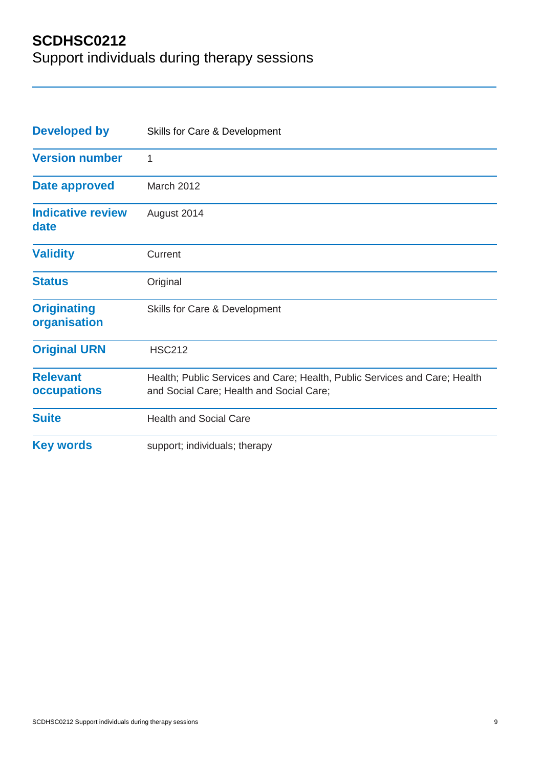# SCDHSC0212

Support individuals during therapy sessions

| | |
|---|---|
| **Developed by** | Skills for Care & Development |
| **Version number** | 1 |
| **Date approved** | March 2012 |
| **Indicative review date** | August 2014 |
| **Validity** | Current |
| **Status** | Original |
| **Originating organisation** | Skills for Care & Development |
| **Original URN** | HSC212 |
| **Relevant occupations** | Health; Public Services and Care; Health, Public Services and Care; Health and Social Care; Health and Social Care; |
| **Suite** | Health and Social Care |
| **Key words** | support; individuals; therapy |